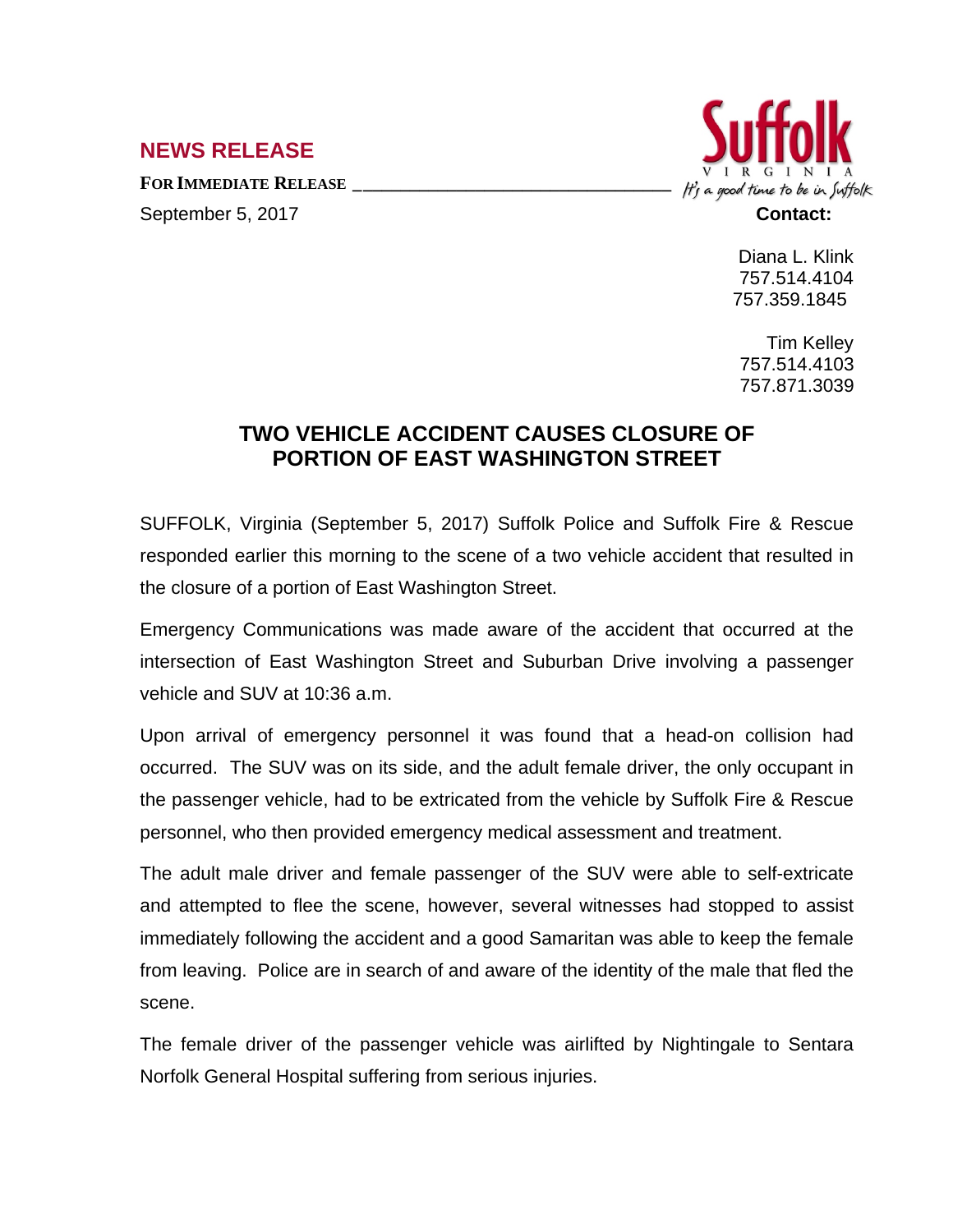## NEWS RELEASE

**FOR IMMEDIATE RELEASE**

September 5, 2017

**Contact:**

Diana L. Klink
757.514.4104
757.359.1845

Tim Kelley
757.514.4103
757.871.3039

# TWO VEHICLE ACCIDENT CAUSES CLOSURE OF PORTION OF EAST WASHINGTON STREET

SUFFOLK, Virginia (September 5, 2017) Suffolk Police and Suffolk Fire & Rescue responded earlier this morning to the scene of a two vehicle accident that resulted in the closure of a portion of East Washington Street.

Emergency Communications was made aware of the accident that occurred at the intersection of East Washington Street and Suburban Drive involving a passenger vehicle and SUV at 10:36 a.m.

Upon arrival of emergency personnel it was found that a head-on collision had occurred. The SUV was on its side, and the adult female driver, the only occupant in the passenger vehicle, had to be extricated from the vehicle by Suffolk Fire & Rescue personnel, who then provided emergency medical assessment and treatment.

The adult male driver and female passenger of the SUV were able to self-extricate and attempted to flee the scene, however, several witnesses had stopped to assist immediately following the accident and a good Samaritan was able to keep the female from leaving. Police are in search of and aware of the identity of the male that fled the scene.

The female driver of the passenger vehicle was airlifted by Nightingale to Sentara Norfolk General Hospital suffering from serious injuries.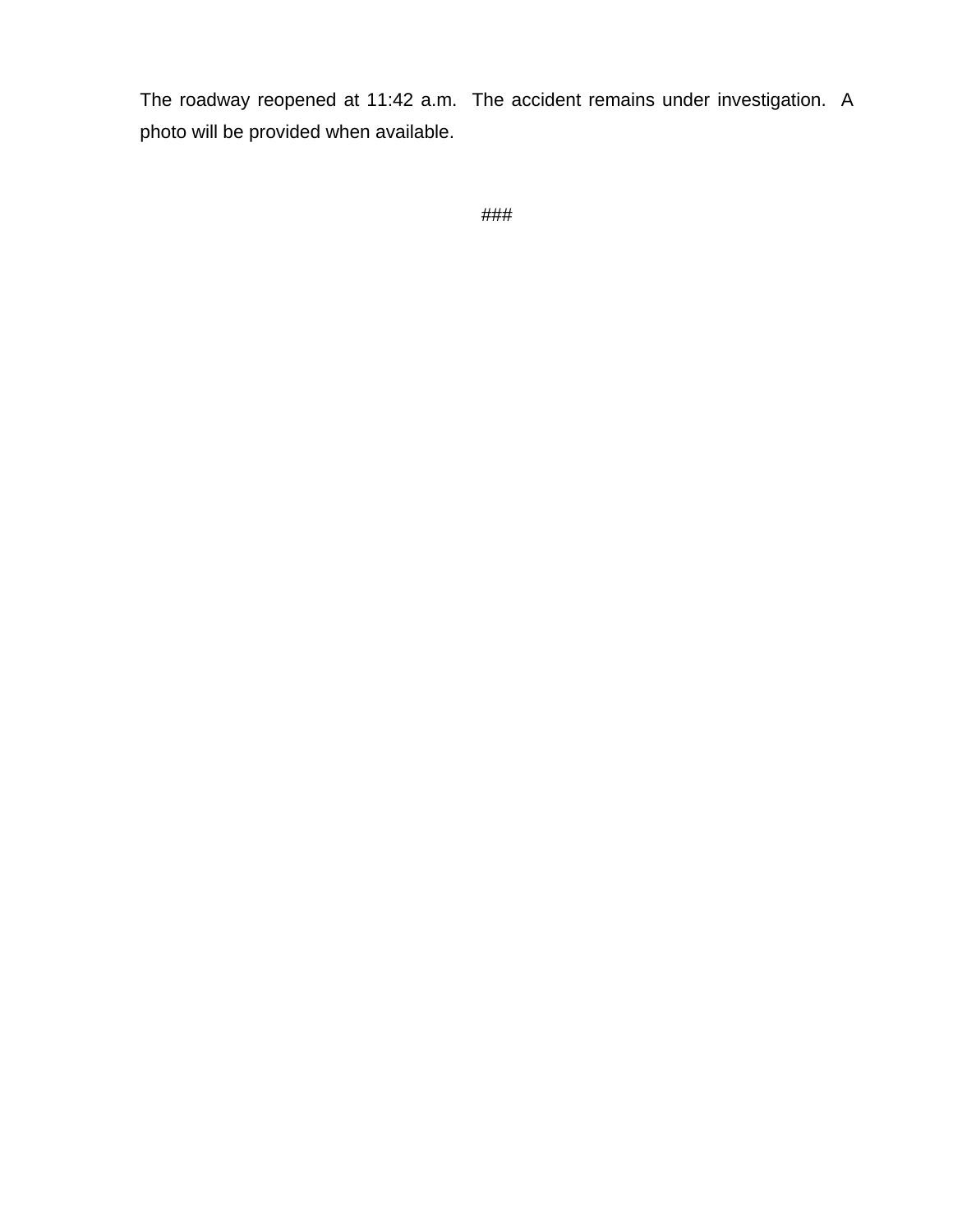The roadway reopened at 11:42 a.m.  The accident remains under investigation.  A photo will be provided when available.

###